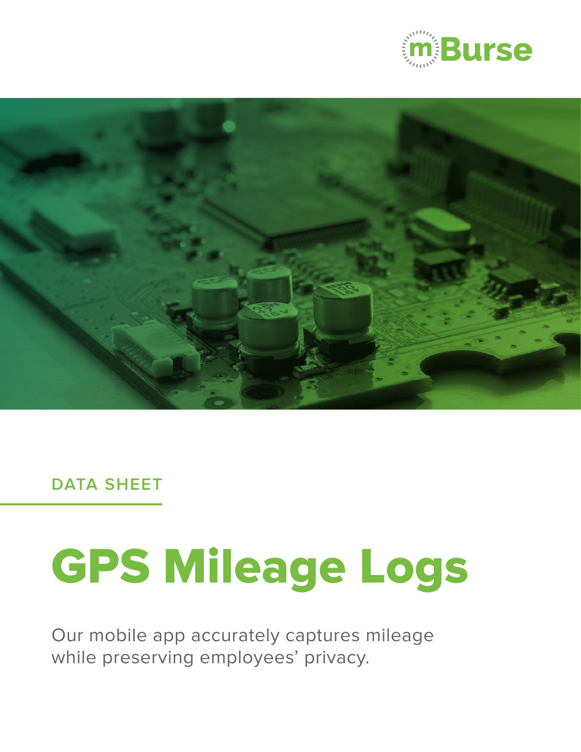mBurse

DATA SHEET

# GPS Mileage Logs

Our mobile app accurately captures mileage while preserving employees' privacy.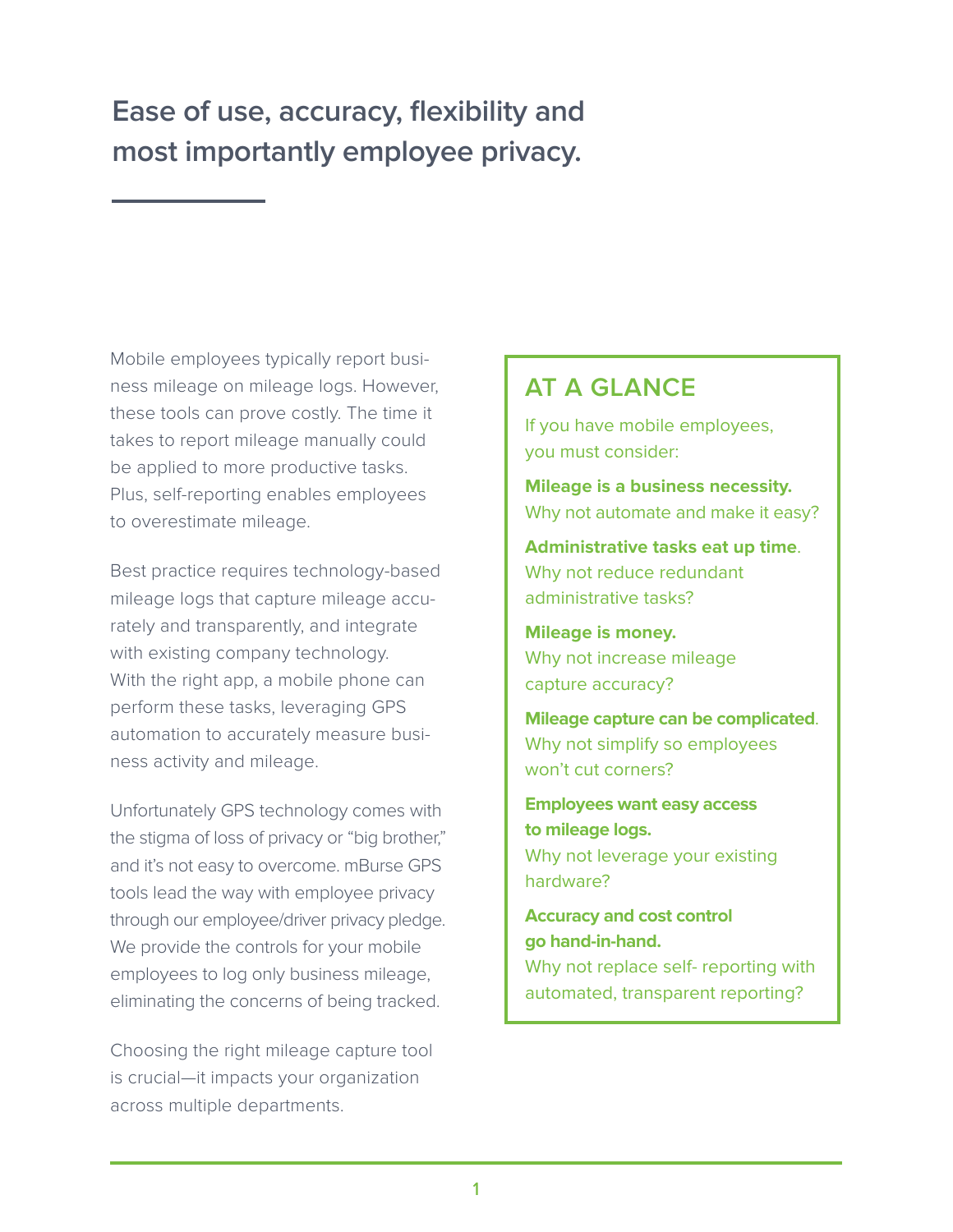## Ease of use, accuracy, flexibility and most importantly employee privacy.

Mobile employees typically report business mileage on mileage logs. However, these tools can prove costly. The time it takes to report mileage manually could be applied to more productive tasks. Plus, self-reporting enables employees to overestimate mileage.

Best practice requires technology-based mileage logs that capture mileage accurately and transparently, and integrate with existing company technology. With the right app, a mobile phone can perform these tasks, leveraging GPS automation to accurately measure business activity and mileage.

Unfortunately GPS technology comes with the stigma of loss of privacy or "big brother," and it's not easy to overcome. mBurse GPS tools lead the way with employee privacy through our employee/driver privacy pledge. We provide the controls for your mobile employees to log only business mileage, eliminating the concerns of being tracked.

Choosing the right mileage capture tool is crucial—it impacts your organization across multiple departments.

### AT A GLANCE

If you have mobile employees, you must consider:

**Mileage is a business necessity.**
Why not automate and make it easy?

**Administrative tasks eat up time**.
Why not reduce redundant administrative tasks?

**Mileage is money.**
Why not increase mileage capture accuracy?

**Mileage capture can be complicated**.
Why not simplify so employees won't cut corners?

**Employees want easy access to mileage logs.**
Why not leverage your existing hardware?

**Accuracy and cost control go hand-in-hand.**
Why not replace self- reporting with automated, transparent reporting?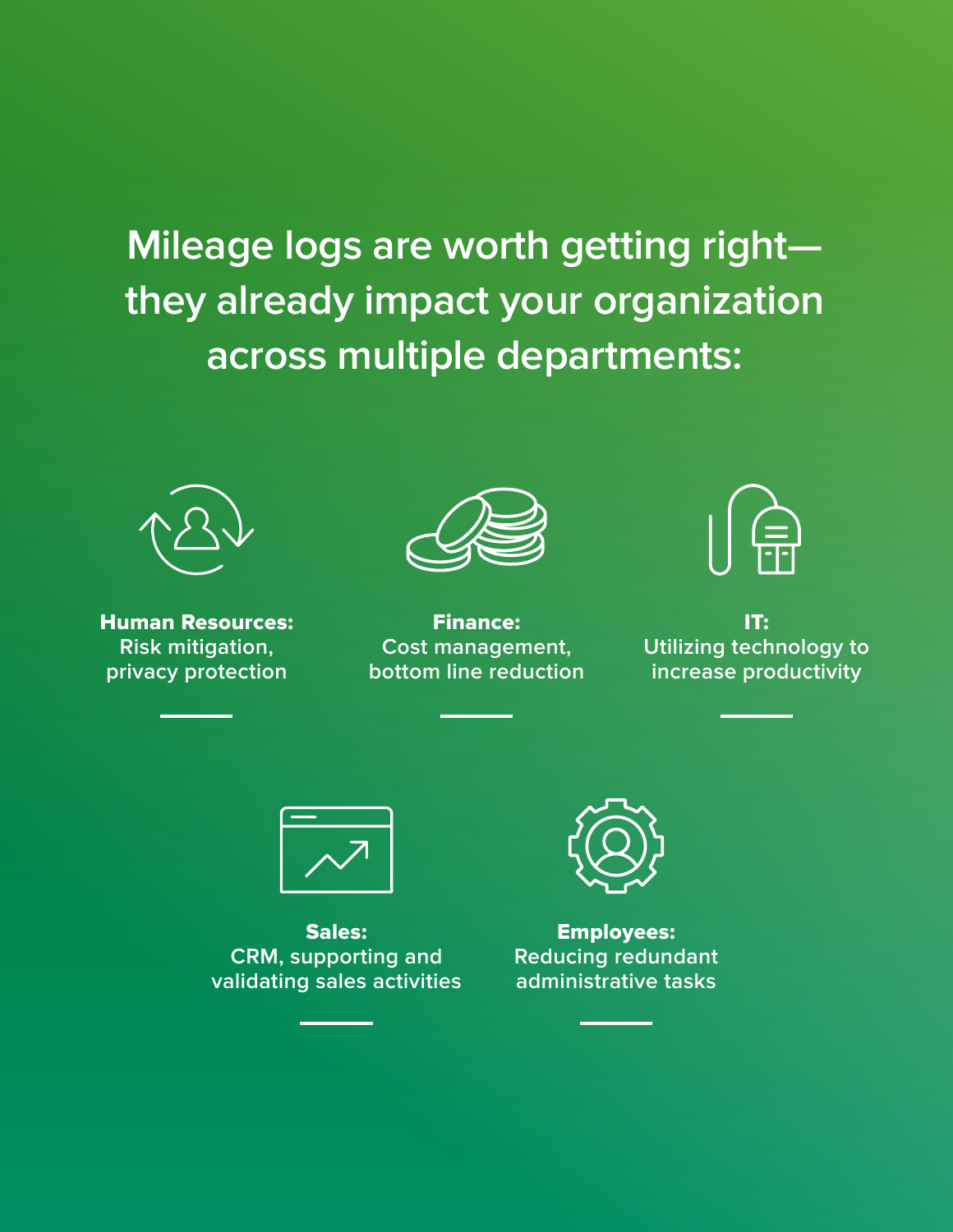# Mileage logs are worth getting right—they already impact your organization across multiple departments:

**Human Resources:**
Risk mitigation, privacy protection

**Finance:**
Cost management, bottom line reduction

**IT:**
Utilizing technology to increase productivity

**Sales:**
CRM, supporting and validating sales activities

**Employees:**
Reducing redundant administrative tasks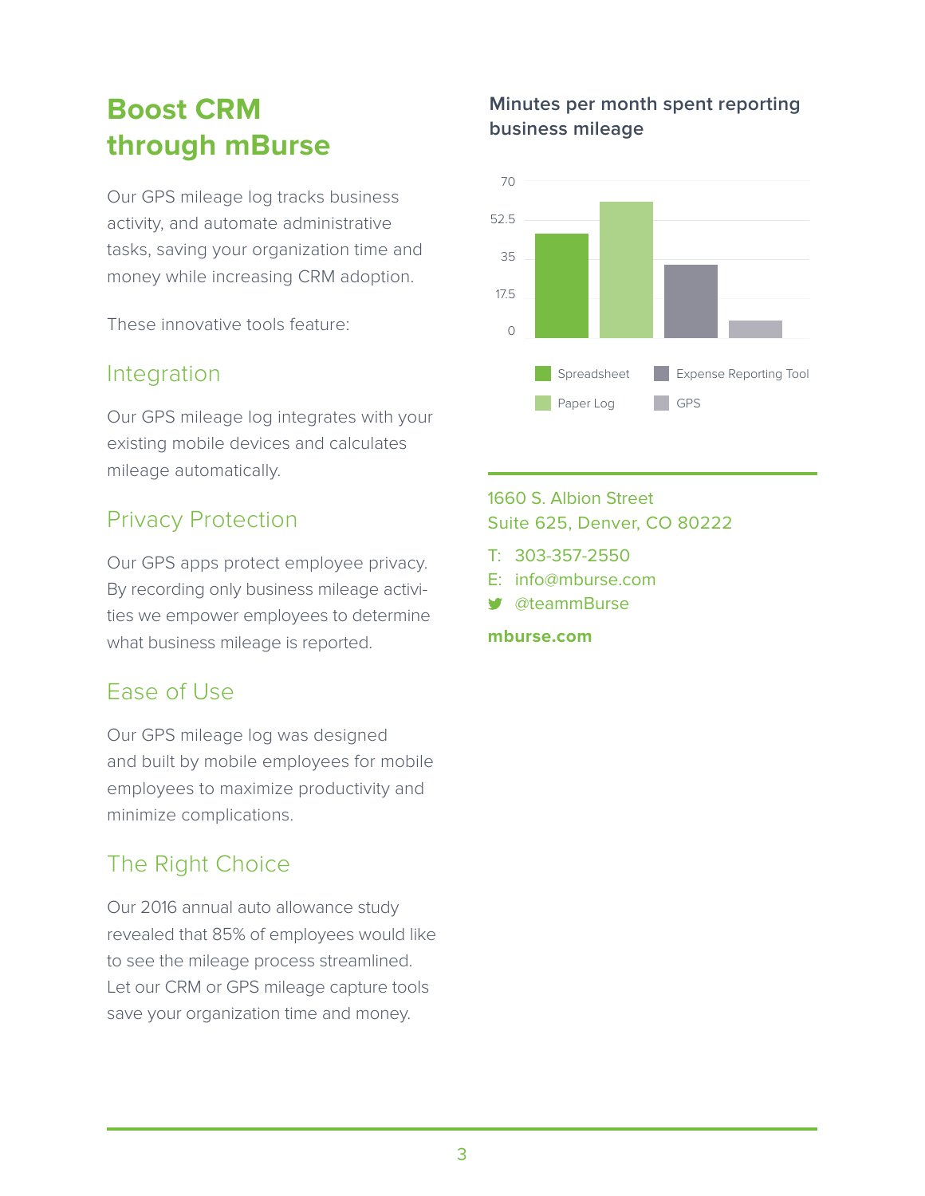# Boost CRM through mBurse

Our GPS mileage log tracks business activity, and automate administrative tasks, saving your organization time and money while increasing CRM adoption.

These innovative tools feature:

## Integration

Our GPS mileage log integrates with your existing mobile devices and calculates mileage automatically.

## Privacy Protection

Our GPS apps protect employee privacy. By recording only business mileage activities we empower employees to determine what business mileage is reported.

## Ease of Use

Our GPS mileage log was designed and built by mobile employees for mobile employees to maximize productivity and minimize complications.

## The Right Choice

Our 2016 annual auto allowance study revealed that 85% of employees would like to see the mileage process streamlined. Let our CRM or GPS mileage capture tools save your organization time and money.

**Minutes per month spent reporting business mileage**

70
52.5
35
17.5
0

Spreadsheet
Expense Reporting Tool
Paper Log
GPS

1660 S. Albion Street
Suite 625, Denver, CO 80222

T: 303-357-2550
E: info@mburse.com
@teammBurse

**mburse.com**